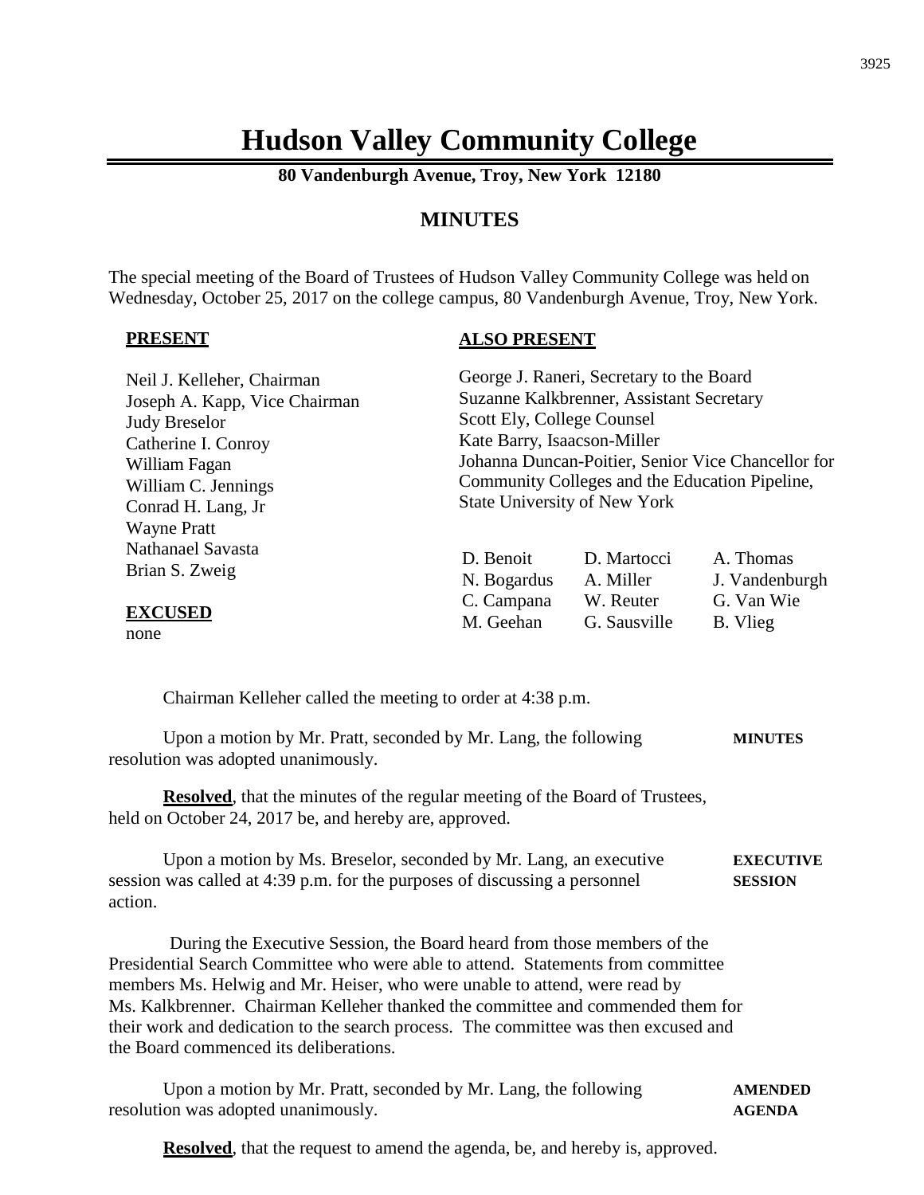# Hudson Valley Community College

**80 Vandenburgh Avenue, Troy, New York 12180**

## MINUTES

The special meeting of the Board of Trustees of Hudson Valley Community College was held on Wednesday, October 25, 2017 on the college campus, 80 Vandenburgh Avenue, Troy, New York.

**PRESENT**

Neil J. Kelleher, Chairman
Joseph A. Kapp, Vice Chairman
Judy Breselor
Catherine I. Conroy
William Fagan
William C. Jennings
Conrad H. Lang, Jr
Wayne Pratt
Nathanael Savasta
Brian S. Zweig

**EXCUSED**

none

**ALSO PRESENT**

George J. Raneri, Secretary to the Board
Suzanne Kalkbrenner, Assistant Secretary
Scott Ely, College Counsel
Kate Barry, Isaacson-Miller
Johanna Duncan-Poitier, Senior Vice Chancellor for Community Colleges and the Education Pipeline, State University of New York

| | | |
|---|---|---|
| D. Benoit | D. Martocci | A. Thomas |
| N. Bogardus | A. Miller | J. Vandenburgh |
| C. Campana | W. Reuter | G. Van Wie |
| M. Geehan | G. Sausville | B. Vlieg |

Chairman Kelleher called the meeting to order at 4:38 p.m.

**MINUTES**

Upon a motion by Mr. Pratt, seconded by Mr. Lang, the following resolution was adopted unanimously.

**Resolved**, that the minutes of the regular meeting of the Board of Trustees, held on October 24, 2017 be, and hereby are, approved.

**EXECUTIVE SESSION**

Upon a motion by Ms. Breselor, seconded by Mr. Lang, an executive session was called at 4:39 p.m. for the purposes of discussing a personnel action.

During the Executive Session, the Board heard from those members of the Presidential Search Committee who were able to attend. Statements from committee members Ms. Helwig and Mr. Heiser, who were unable to attend, were read by Ms. Kalkbrenner. Chairman Kelleher thanked the committee and commended them for their work and dedication to the search process. The committee was then excused and the Board commenced its deliberations.

**AMENDED AGENDA**

Upon a motion by Mr. Pratt, seconded by Mr. Lang, the following resolution was adopted unanimously.

**Resolved**, that the request to amend the agenda, be, and hereby is, approved.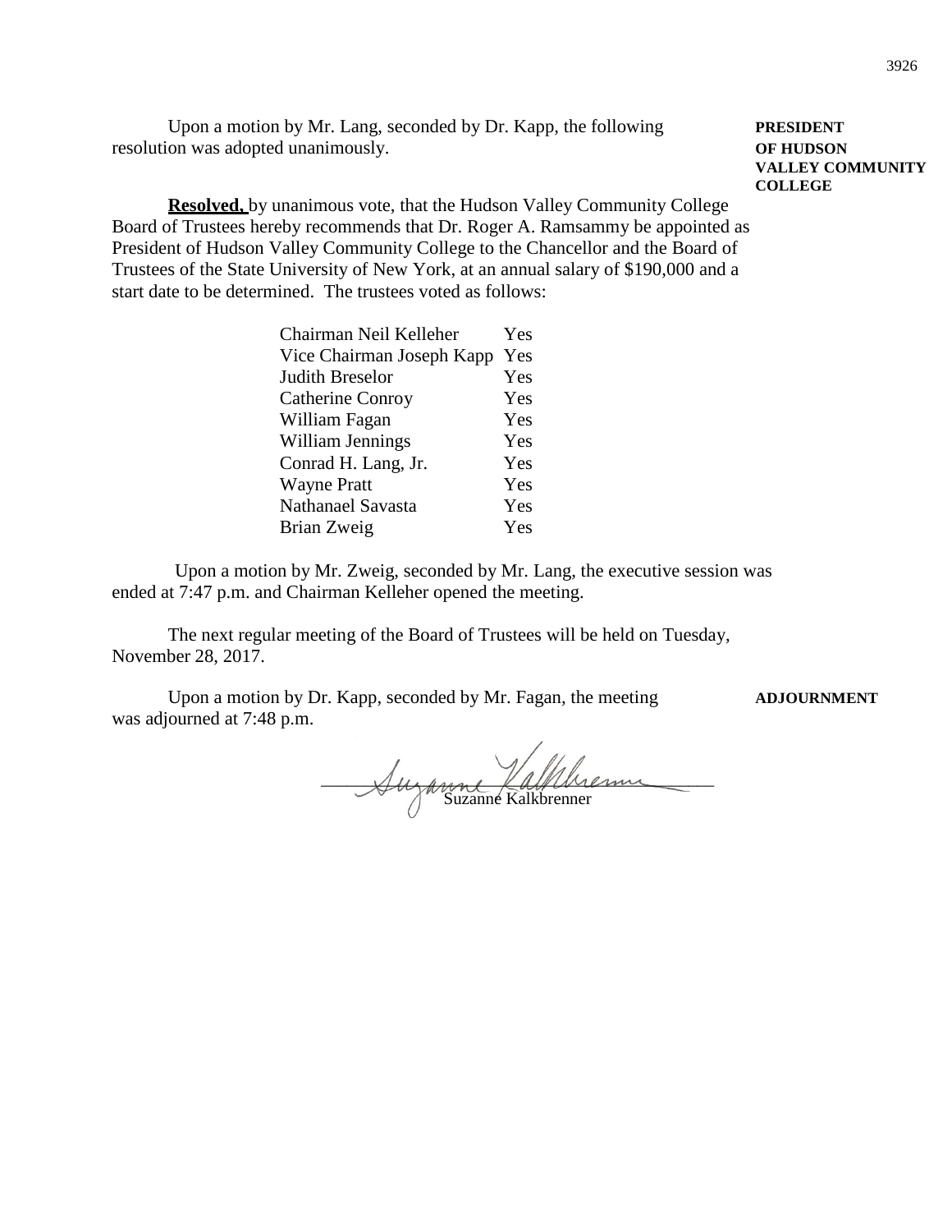Upon a motion by Mr. Lang, seconded by Dr. Kapp, the following resolution was adopted unanimously.

**PRESIDENT OF HUDSON VALLEY COMMUNITY COLLEGE**

**Resolved,** by unanimous vote, that the Hudson Valley Community College Board of Trustees hereby recommends that Dr. Roger A. Ramsammy be appointed as President of Hudson Valley Community College to the Chancellor and the Board of Trustees of the State University of New York, at an annual salary of $190,000 and a start date to be determined. The trustees voted as follows:

| | |
|---|---|
| Chairman Neil Kelleher | Yes |
| Vice Chairman Joseph Kapp | Yes |
| Judith Breselor | Yes |
| Catherine Conroy | Yes |
| William Fagan | Yes |
| William Jennings | Yes |
| Conrad H. Lang, Jr. | Yes |
| Wayne Pratt | Yes |
| Nathanael Savasta | Yes |
| Brian Zweig | Yes |

Upon a motion by Mr. Zweig, seconded by Mr. Lang, the executive session was ended at 7:47 p.m. and Chairman Kelleher opened the meeting.

The next regular meeting of the Board of Trustees will be held on Tuesday, November 28, 2017.

**ADJOURNMENT**

Upon a motion by Dr. Kapp, seconded by Mr. Fagan, the meeting was adjourned at 7:48 p.m.

Suzanne Kalkbrenner